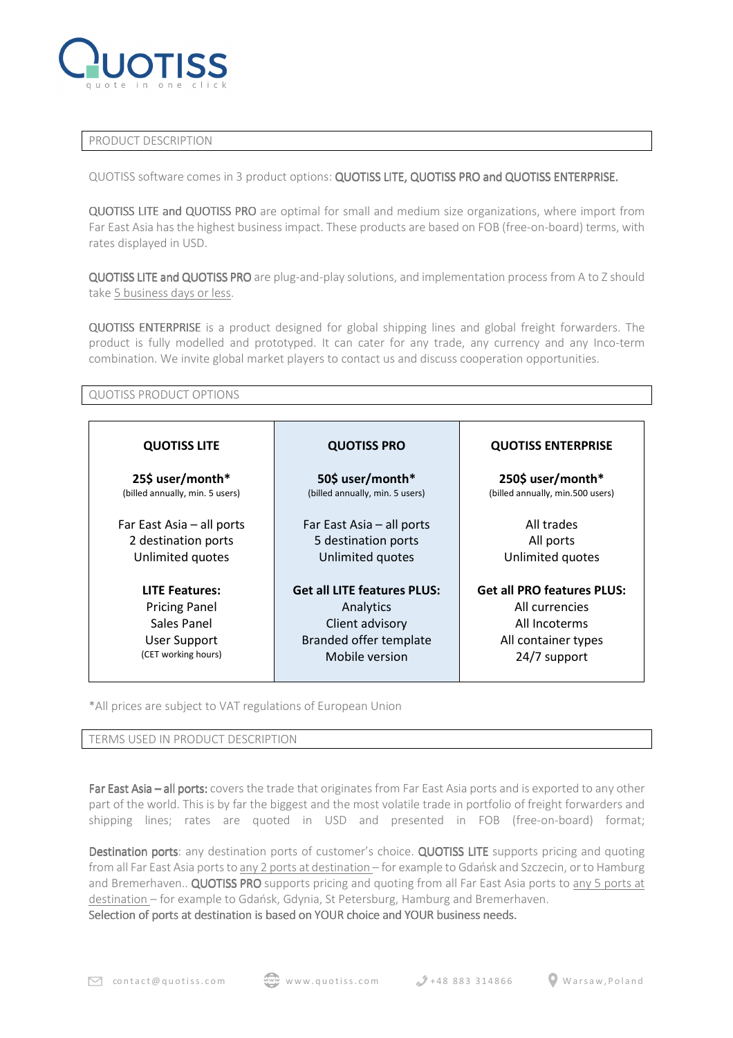# QUOTISS

quote in one click

## PRODUCT DESCRIPTION

QUOTISS software comes in 3 product options: **QUOTISS LITE, QUOTISS PRO and QUOTISS ENTERPRISE.**

**QUOTISS LITE** and **QUOTISS PRO** are optimal for small and medium size organizations, where import from Far East Asia has the highest business impact. These products are based on FOB (free-on-board) terms, with rates displayed in USD.

**QUOTISS LITE and QUOTISS PRO** are plug-and-play solutions, and implementation process from A to Z should take 5 business days or less.

**QUOTISS ENTERPRISE** is a product designed for global shipping lines and global freight forwarders. The product is fully modelled and prototyped. It can cater for any trade, any currency and any Inco-term combination. We invite global market players to contact us and discuss cooperation opportunities.

## QUOTISS PRODUCT OPTIONS

| **QUOTISS LITE** | **QUOTISS PRO** | **QUOTISS ENTERPRISE** |
|---|---|---|
| **25$ user/month*** (billed annually, min. 5 users) | **50$ user/month*** (billed annually, min. 5 users) | **250$ user/month*** (billed annually, min.500 users) |
| Far East Asia – all ports<br>2 destination ports<br>Unlimited quotes | Far East Asia – all ports<br>5 destination ports<br>Unlimited quotes | All trades<br>All ports<br>Unlimited quotes |
| **LITE Features:**<br>Pricing Panel<br>Sales Panel<br>User Support<br>(CET working hours) | **Get all LITE features PLUS:**<br>Analytics<br>Client advisory<br>Branded offer template<br>Mobile version | **Get all PRO features PLUS:**<br>All currencies<br>All Incoterms<br>All container types<br>24/7 support |

*All prices are subject to VAT regulations of European Union

## TERMS USED IN PRODUCT DESCRIPTION

**Far East Asia – all ports:** covers the trade that originates from Far East Asia ports and is exported to any other part of the world. This is by far the biggest and the most volatile trade in portfolio of freight forwarders and shipping lines; rates are quoted in USD and presented in FOB (free-on-board) format;

**Destination ports**: any destination ports of customer's choice. **QUOTISS LITE** supports pricing and quoting from all Far East Asia ports to any 2 ports at destination – for example to Gdańsk and Szczecin, or to Hamburg and Bremerhaven.. **QUOTISS PRO** supports pricing and quoting from all Far East Asia ports to any 5 ports at destination – for example to Gdańsk, Gdynia, St Petersburg, Hamburg and Bremerhaven.
Selection of ports at destination is based on YOUR choice and YOUR business needs.

contact@quotiss.com www.quotiss.com +48 883 314866 Warsaw,Poland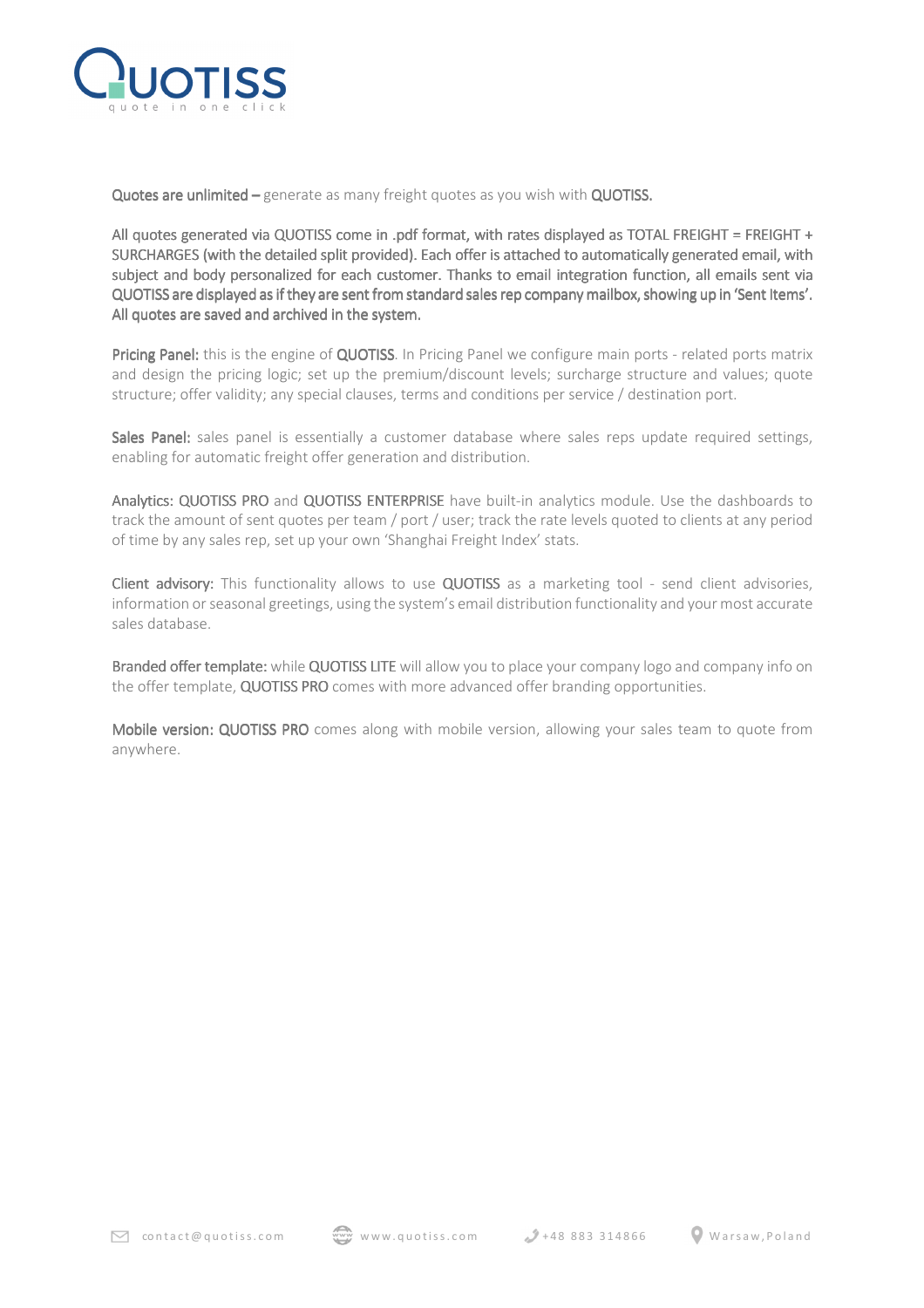**Quotes are unlimited –** generate as many freight quotes as you wish with **QUOTISS.**

All quotes generated via QUOTISS come in .pdf format, with rates displayed as TOTAL FREIGHT = FREIGHT + SURCHARGES (with the detailed split provided). Each offer is attached to automatically generated email, with subject and body personalized for each customer. Thanks to email integration function, all emails sent via QUOTISS are displayed as if they are sent from standard sales rep company mailbox, showing up in 'Sent Items'. All quotes are saved and archived in the system.

**Pricing Panel:** this is the engine of **QUOTISS**. In Pricing Panel we configure main ports - related ports matrix and design the pricing logic; set up the premium/discount levels; surcharge structure and values; quote structure; offer validity; any special clauses, terms and conditions per service / destination port.

**Sales Panel:** sales panel is essentially a customer database where sales reps update required settings, enabling for automatic freight offer generation and distribution.

**Analytics:** **QUOTISS PRO** and **QUOTISS ENTERPRISE** have built-in analytics module. Use the dashboards to track the amount of sent quotes per team / port / user; track the rate levels quoted to clients at any period of time by any sales rep, set up your own 'Shanghai Freight Index' stats.

**Client advisory:** This functionality allows to use **QUOTISS** as a marketing tool - send client advisories, information or seasonal greetings, using the system's email distribution functionality and your most accurate sales database.

**Branded offer template:** while **QUOTISS LITE** will allow you to place your company logo and company info on the offer template, **QUOTISS PRO** comes with more advanced offer branding opportunities.

**Mobile version:** **QUOTISS PRO** comes along with mobile version, allowing your sales team to quote from anywhere.